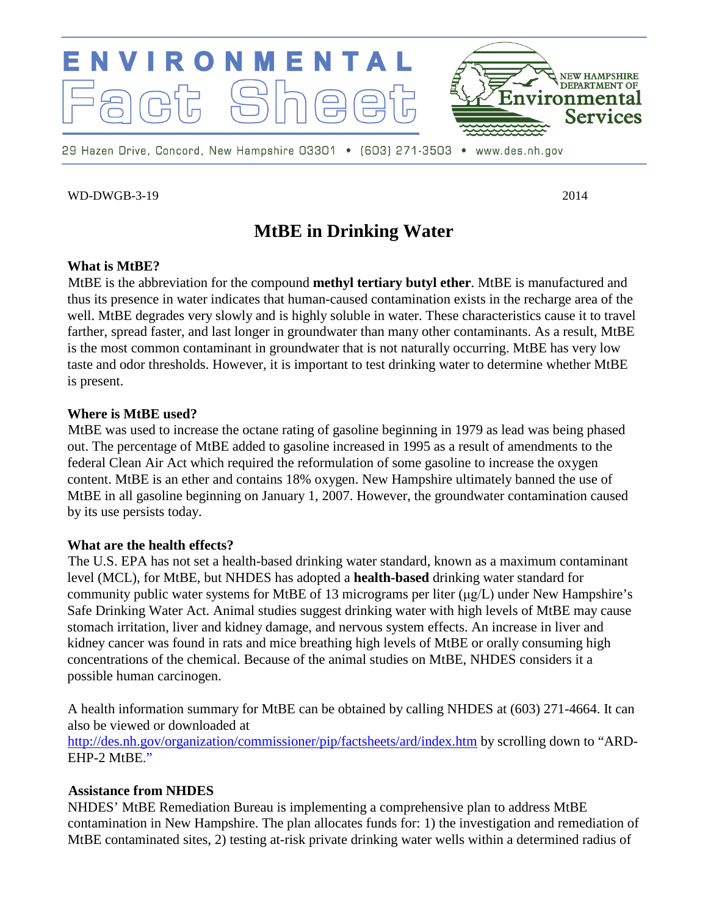ENVIRONMENTAL Fact Sheet

NEW HAMPSHIRE DEPARTMENT OF Environmental Services

29 Hazen Drive, Concord, New Hampshire 03301 • (603) 271-3503 • www.des.nh.gov

WD-DWGB-3-19 2014

# MtBE in Drinking Water

### What is MtBE?

MtBE is the abbreviation for the compound **methyl tertiary butyl ether**. MtBE is manufactured and thus its presence in water indicates that human-caused contamination exists in the recharge area of the well. MtBE degrades very slowly and is highly soluble in water. These characteristics cause it to travel farther, spread faster, and last longer in groundwater than many other contaminants. As a result, MtBE is the most common contaminant in groundwater that is not naturally occurring. MtBE has very low taste and odor thresholds. However, it is important to test drinking water to determine whether MtBE is present.

### Where is MtBE used?

MtBE was used to increase the octane rating of gasoline beginning in 1979 as lead was being phased out. The percentage of MtBE added to gasoline increased in 1995 as a result of amendments to the federal Clean Air Act which required the reformulation of some gasoline to increase the oxygen content. MtBE is an ether and contains 18% oxygen. New Hampshire ultimately banned the use of MtBE in all gasoline beginning on January 1, 2007. However, the groundwater contamination caused by its use persists today.

### What are the health effects?

The U.S. EPA has not set a health-based drinking water standard, known as a maximum contaminant level (MCL), for MtBE, but NHDES has adopted a **health-based** drinking water standard for community public water systems for MtBE of 13 micrograms per liter (µg/L) under New Hampshire's Safe Drinking Water Act. Animal studies suggest drinking water with high levels of MtBE may cause stomach irritation, liver and kidney damage, and nervous system effects. An increase in liver and kidney cancer was found in rats and mice breathing high levels of MtBE or orally consuming high concentrations of the chemical. Because of the animal studies on MtBE, NHDES considers it a possible human carcinogen.

A health information summary for MtBE can be obtained by calling NHDES at (603) 271-4664. It can also be viewed or downloaded at http://des.nh.gov/organization/commissioner/pip/factsheets/ard/index.htm by scrolling down to "ARD-EHP-2 MtBE."

### Assistance from NHDES

NHDES' MtBE Remediation Bureau is implementing a comprehensive plan to address MtBE contamination in New Hampshire. The plan allocates funds for: 1) the investigation and remediation of MtBE contaminated sites, 2) testing at-risk private drinking water wells within a determined radius of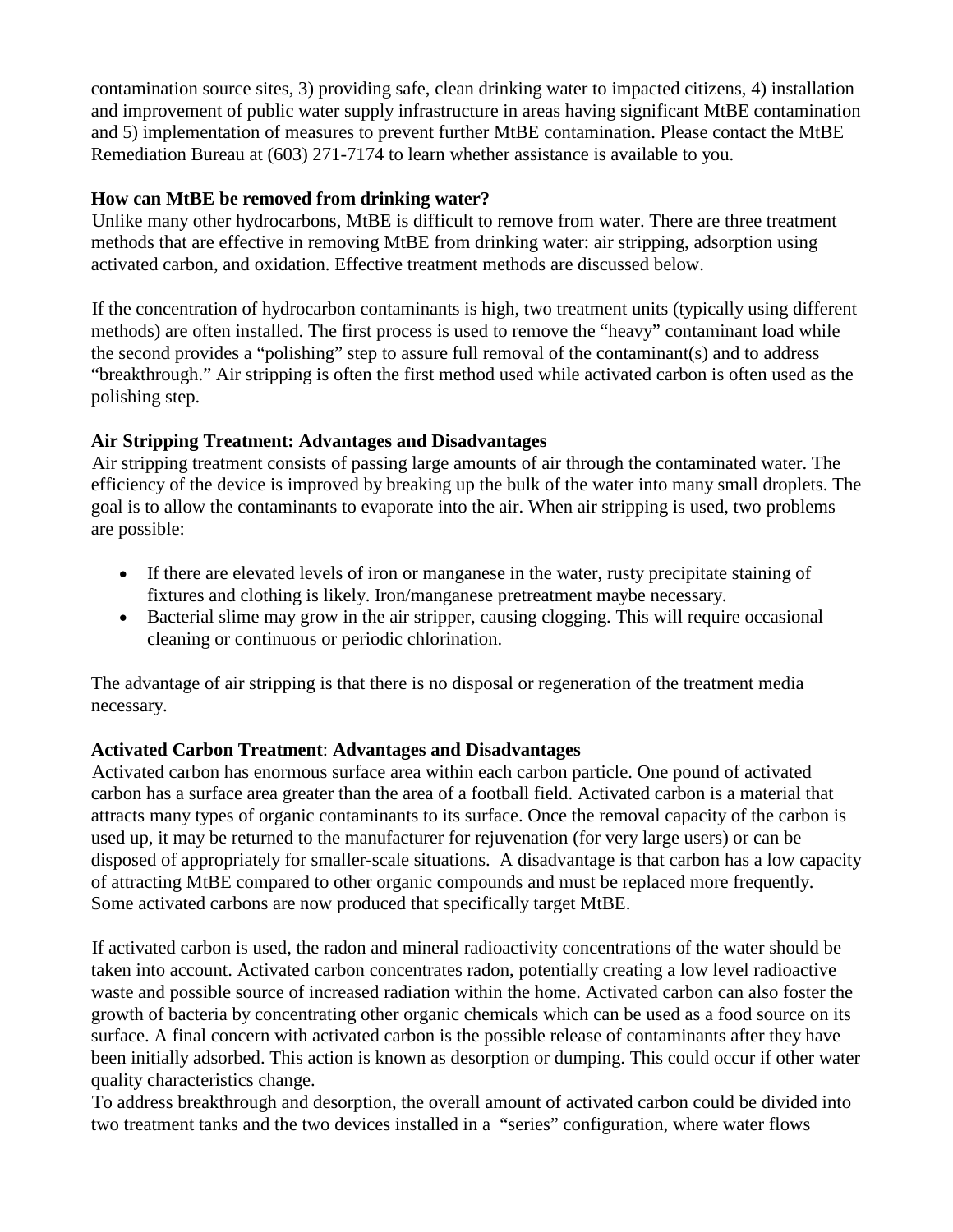contamination source sites, 3) providing safe, clean drinking water to impacted citizens, 4) installation and improvement of public water supply infrastructure in areas having significant MtBE contamination and 5) implementation of measures to prevent further MtBE contamination. Please contact the MtBE Remediation Bureau at (603) 271-7174 to learn whether assistance is available to you.

### How can MtBE be removed from drinking water?

Unlike many other hydrocarbons, MtBE is difficult to remove from water. There are three treatment methods that are effective in removing MtBE from drinking water: air stripping, adsorption using activated carbon, and oxidation. Effective treatment methods are discussed below.

If the concentration of hydrocarbon contaminants is high, two treatment units (typically using different methods) are often installed. The first process is used to remove the "heavy" contaminant load while the second provides a "polishing" step to assure full removal of the contaminant(s) and to address "breakthrough." Air stripping is often the first method used while activated carbon is often used as the polishing step.

### Air Stripping Treatment: Advantages and Disadvantages

Air stripping treatment consists of passing large amounts of air through the contaminated water. The efficiency of the device is improved by breaking up the bulk of the water into many small droplets. The goal is to allow the contaminants to evaporate into the air. When air stripping is used, two problems are possible:

- If there are elevated levels of iron or manganese in the water, rusty precipitate staining of fixtures and clothing is likely. Iron/manganese pretreatment maybe necessary.
- Bacterial slime may grow in the air stripper, causing clogging. This will require occasional cleaning or continuous or periodic chlorination.

The advantage of air stripping is that there is no disposal or regeneration of the treatment media necessary.

### Activated Carbon Treatment: Advantages and Disadvantages

Activated carbon has enormous surface area within each carbon particle. One pound of activated carbon has a surface area greater than the area of a football field. Activated carbon is a material that attracts many types of organic contaminants to its surface. Once the removal capacity of the carbon is used up, it may be returned to the manufacturer for rejuvenation (for very large users) or can be disposed of appropriately for smaller-scale situations. A disadvantage is that carbon has a low capacity of attracting MtBE compared to other organic compounds and must be replaced more frequently. Some activated carbons are now produced that specifically target MtBE.

If activated carbon is used, the radon and mineral radioactivity concentrations of the water should be taken into account. Activated carbon concentrates radon, potentially creating a low level radioactive waste and possible source of increased radiation within the home. Activated carbon can also foster the growth of bacteria by concentrating other organic chemicals which can be used as a food source on its surface. A final concern with activated carbon is the possible release of contaminants after they have been initially adsorbed. This action is known as desorption or dumping. This could occur if other water quality characteristics change.

To address breakthrough and desorption, the overall amount of activated carbon could be divided into two treatment tanks and the two devices installed in a "series" configuration, where water flows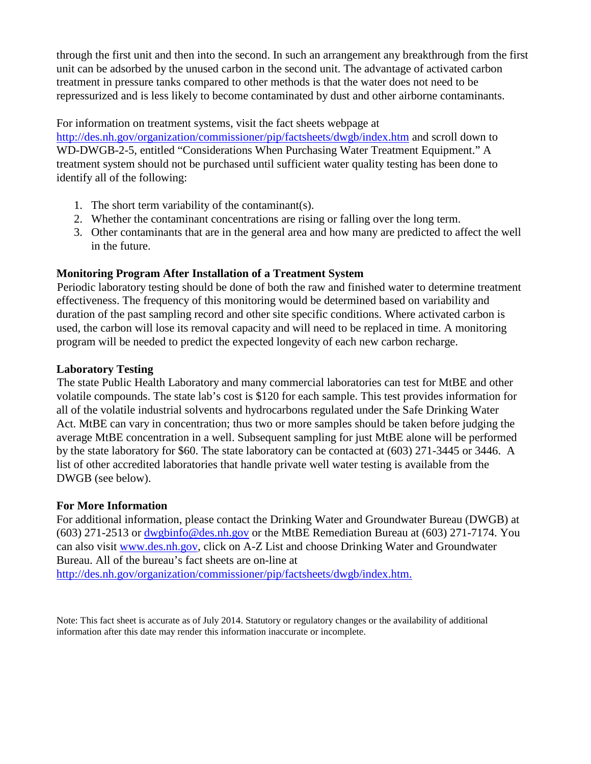through the first unit and then into the second. In such an arrangement any breakthrough from the first unit can be adsorbed by the unused carbon in the second unit. The advantage of activated carbon treatment in pressure tanks compared to other methods is that the water does not need to be repressurized and is less likely to become contaminated by dust and other airborne contaminants.

For information on treatment systems, visit the fact sheets webpage at http://des.nh.gov/organization/commissioner/pip/factsheets/dwgb/index.htm and scroll down to WD-DWGB-2-5, entitled "Considerations When Purchasing Water Treatment Equipment." A treatment system should not be purchased until sufficient water quality testing has been done to identify all of the following:

1. The short term variability of the contaminant(s).
2. Whether the contaminant concentrations are rising or falling over the long term.
3. Other contaminants that are in the general area and how many are predicted to affect the well in the future.

**Monitoring Program After Installation of a Treatment System**

Periodic laboratory testing should be done of both the raw and finished water to determine treatment effectiveness. The frequency of this monitoring would be determined based on variability and duration of the past sampling record and other site specific conditions. Where activated carbon is used, the carbon will lose its removal capacity and will need to be replaced in time. A monitoring program will be needed to predict the expected longevity of each new carbon recharge.

**Laboratory Testing**

The state Public Health Laboratory and many commercial laboratories can test for MtBE and other volatile compounds. The state lab's cost is $120 for each sample. This test provides information for all of the volatile industrial solvents and hydrocarbons regulated under the Safe Drinking Water Act. MtBE can vary in concentration; thus two or more samples should be taken before judging the average MtBE concentration in a well. Subsequent sampling for just MtBE alone will be performed by the state laboratory for $60. The state laboratory can be contacted at (603) 271-3445 or 3446. A list of other accredited laboratories that handle private well water testing is available from the DWGB (see below).

**For More Information**

For additional information, please contact the Drinking Water and Groundwater Bureau (DWGB) at (603) 271-2513 or dwgbinfo@des.nh.gov or the MtBE Remediation Bureau at (603) 271-7174. You can also visit www.des.nh.gov, click on A-Z List and choose Drinking Water and Groundwater Bureau. All of the bureau's fact sheets are on-line at http://des.nh.gov/organization/commissioner/pip/factsheets/dwgb/index.htm.

Note: This fact sheet is accurate as of July 2014. Statutory or regulatory changes or the availability of additional information after this date may render this information inaccurate or incomplete.